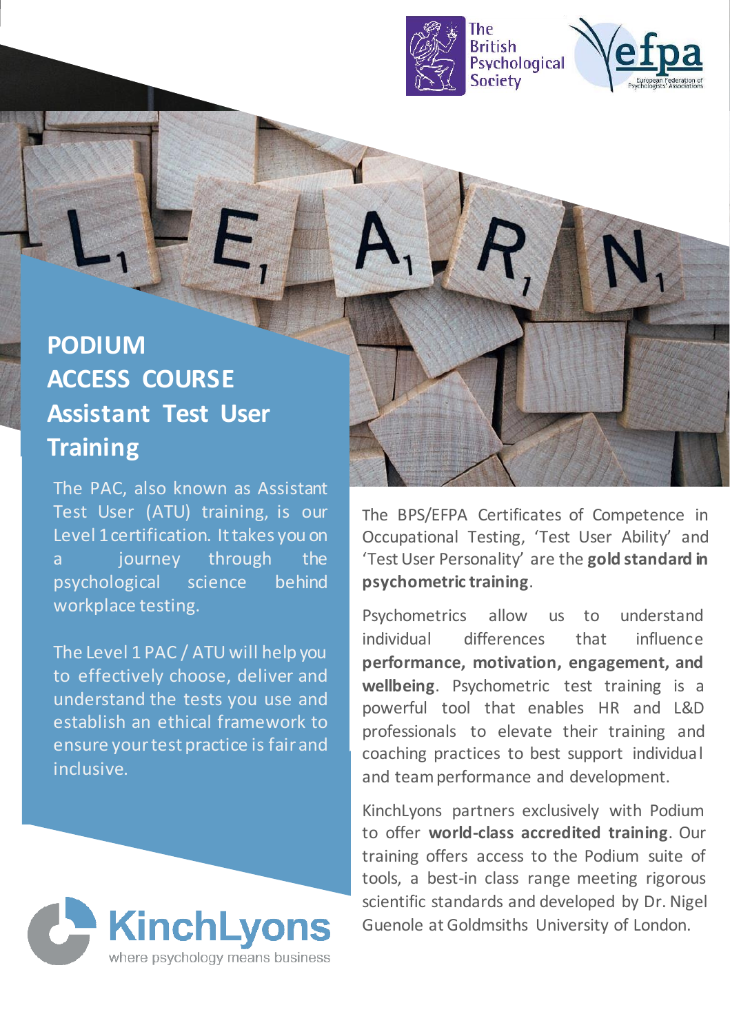# PODIUM ACCESS COURSE

## Assistant Test User Training

The PAC, also known as Assistant Test User (ATU) training, is our Level 1 certification. It takes you on a journey through the psychological science behind workplace testing.

The Level 1 PAC / ATU will help you to effectively choose, deliver and understand the tests you use and establish an ethical framework to ensure your test practice is fair and inclusive.

The BPS/EFPA Certificates of Competence in Occupational Testing, 'Test User Ability' and 'Test User Personality' are the **gold standard in psychometric training**.

Psychometrics allow us to understand individual differences that influence **performance, motivation, engagement, and wellbeing**. Psychometric test training is a powerful tool that enables HR and L&D professionals to elevate their training and coaching practices to best support individual and team performance and development.

KinchLyons partners exclusively with Podium to offer **world-class accredited training**. Our training offers access to the Podium suite of tools, a best-in class range meeting rigorous scientific standards and developed by Dr. Nigel Guenole at Goldsmiths University of London.

KinchLyons
where psychology means business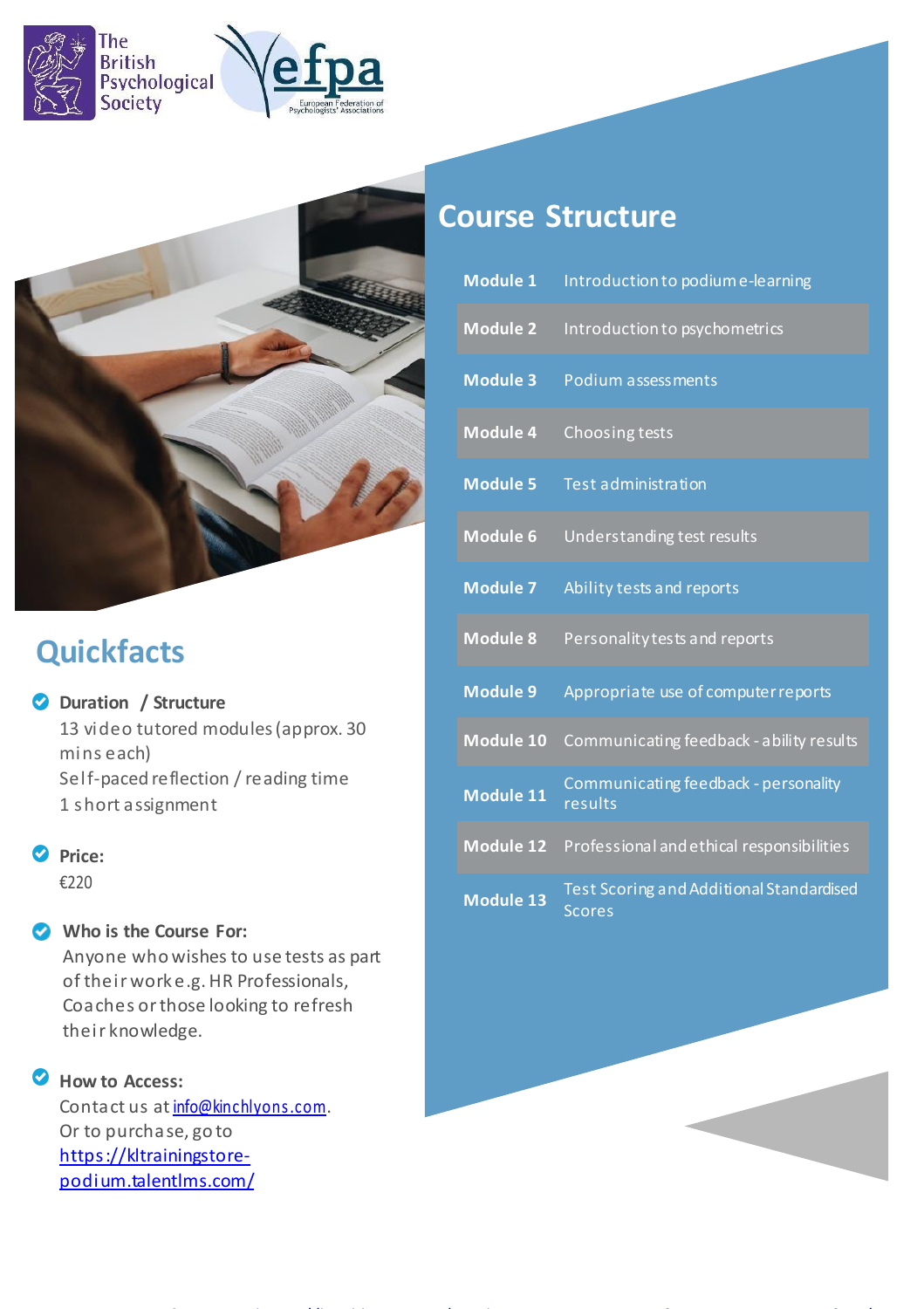The British Psychological Society

efpa — European Federation of Psychologists' Associations

## Course Structure

| | |
|---|---|
| **Module 1** | Introduction to podium e-learning |
| **Module 2** | Introduction to psychometrics |
| **Module 3** | Podium assessments |
| **Module 4** | Choosing tests |
| **Module 5** | Test administration |
| **Module 6** | Understanding test results |
| **Module 7** | Ability tests and reports |
| **Module 8** | Personality tests and reports |
| **Module 9** | Appropriate use of computer reports |
| **Module 10** | Communicating feedback - ability results |
| **Module 11** | Communicating feedback - personality results |
| **Module 12** | Professional and ethical responsibilities |
| **Module 13** | Test Scoring and Additional Standardised Scores |

## Quickfacts

- **Duration / Structure**
  13 video tutored modules (approx. 30 mins each)
  Self-paced reflection / reading time
  1 short assignment

- **Price:**
  €220

- **Who is the Course For:**
  Anyone who wishes to use tests as part of their work e.g. HR Professionals, Coaches or those looking to refresh their knowledge.

- **How to Access:**
  Contact us at info@kinchlyons.com.
  Or to purchase, go to https://kltrainingstore-podium.talentlms.com/